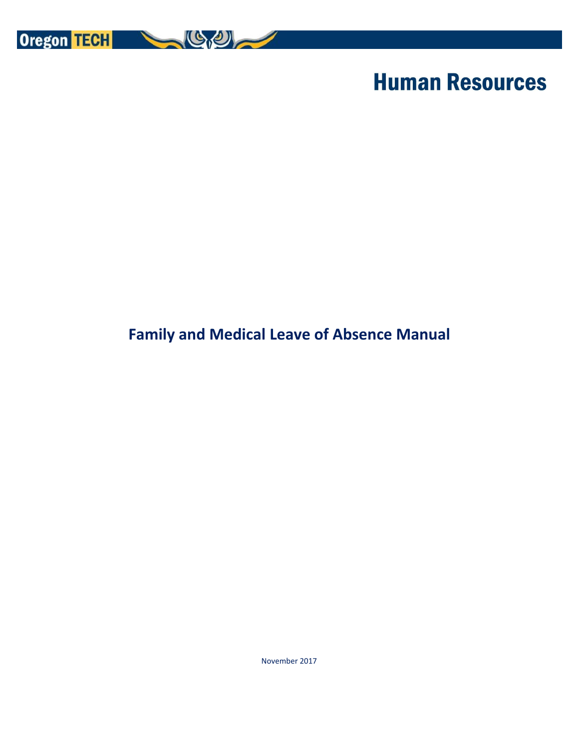Oregon TECH

# Human Resources

## Family and Medical Leave of Absence Manual

November 2017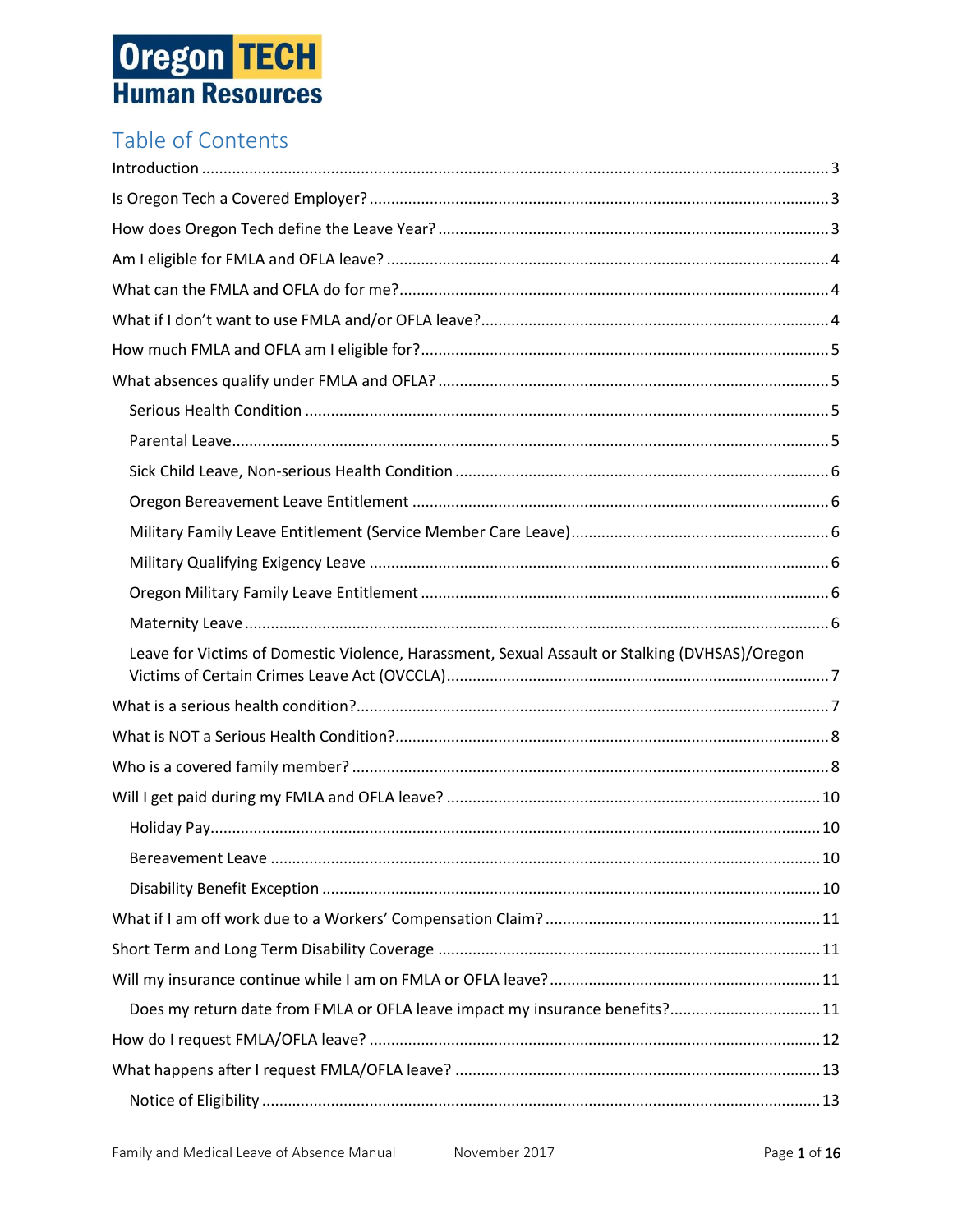Oregon TECH
Human Resources

## Table of Contents

Introduction ... 3

Is Oregon Tech a Covered Employer? ... 3

How does Oregon Tech define the Leave Year? ... 3

Am I eligible for FMLA and OFLA leave? ... 4

What can the FMLA and OFLA do for me? ... 4

What if I don't want to use FMLA and/or OFLA leave? ... 4

How much FMLA and OFLA am I eligible for? ... 5

What absences qualify under FMLA and OFLA? ... 5

- Serious Health Condition ... 5
- Parental Leave ... 5
- Sick Child Leave, Non-serious Health Condition ... 6
- Oregon Bereavement Leave Entitlement ... 6
- Military Family Leave Entitlement (Service Member Care Leave) ... 6
- Military Qualifying Exigency Leave ... 6
- Oregon Military Family Leave Entitlement ... 6
- Maternity Leave ... 6
- Leave for Victims of Domestic Violence, Harassment, Sexual Assault or Stalking (DVHSAS)/Oregon Victims of Certain Crimes Leave Act (OVCCLA) ... 7

What is a serious health condition? ... 7

What is NOT a Serious Health Condition? ... 8

Who is a covered family member? ... 8

Will I get paid during my FMLA and OFLA leave? ... 10

- Holiday Pay ... 10
- Bereavement Leave ... 10
- Disability Benefit Exception ... 10

What if I am off work due to a Workers' Compensation Claim? ... 11

Short Term and Long Term Disability Coverage ... 11

Will my insurance continue while I am on FMLA or OFLA leave? ... 11

- Does my return date from FMLA or OFLA leave impact my insurance benefits? ... 11

How do I request FMLA/OFLA leave? ... 12

What happens after I request FMLA/OFLA leave? ... 13

- Notice of Eligibility ... 13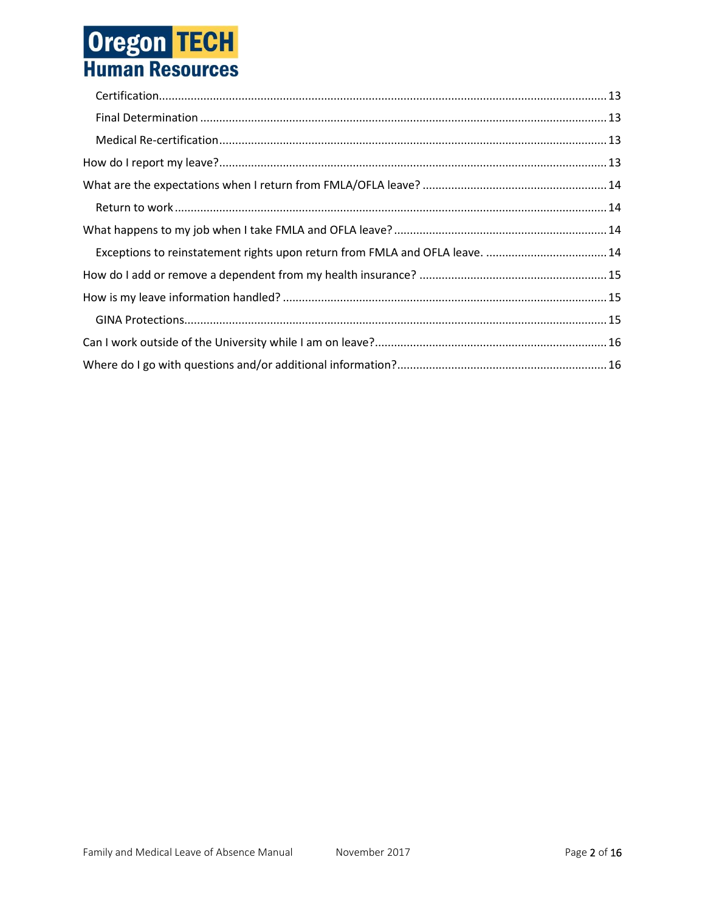Certification.......................................................................................................................... 13

Final Determination .............................................................................................................. 13

Medical Re-certification......................................................................................................... 13

How do I report my leave?......................................................................................................... 13

What are the expectations when I return from FMLA/OFLA leave? .......................................... 14

Return to work ....................................................................................................................... 14

What happens to my job when I take FMLA and OFLA leave? .................................................. 14

Exceptions to reinstatement rights upon return from FMLA and OFLA leave. ...................................... 14

How do I add or remove a dependent from my health insurance? ........................................... 15

How is my leave information handled? ..................................................................................... 15

GINA Protections.................................................................................................................... 15

Can I work outside of the University while I am on leave?......................................................... 16

Where do I go with questions and/or additional information?................................................. 16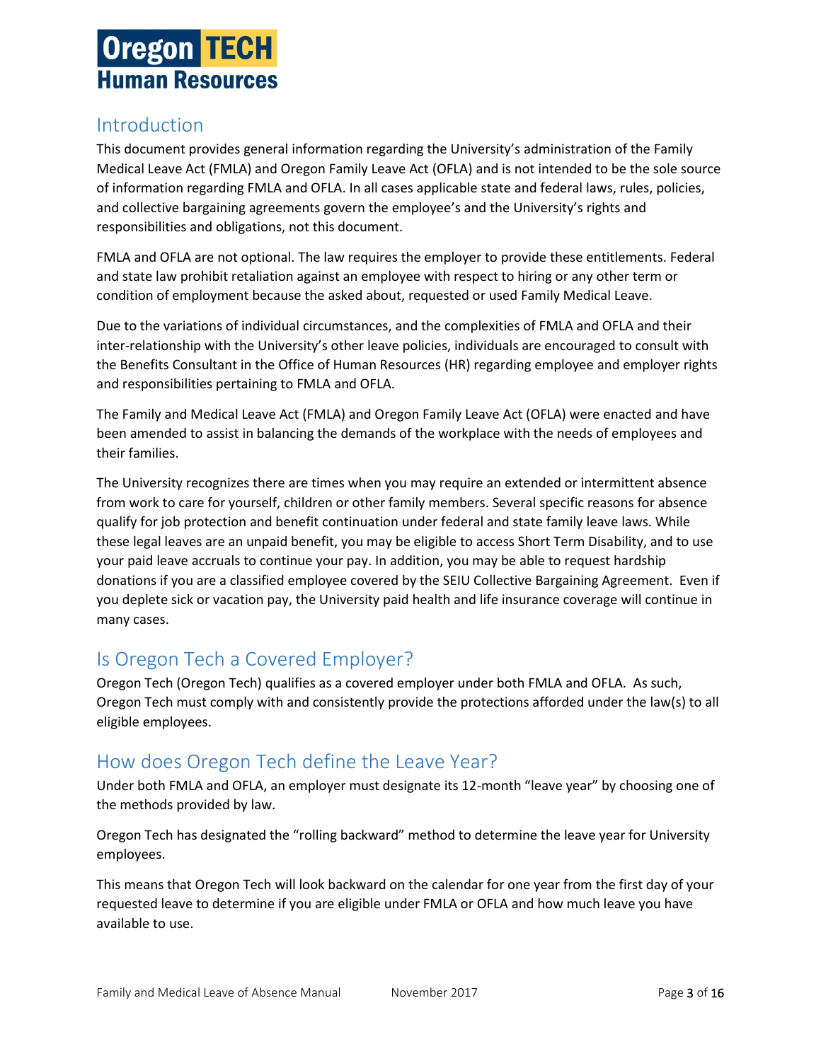## Introduction

This document provides general information regarding the University's administration of the Family Medical Leave Act (FMLA) and Oregon Family Leave Act (OFLA) and is not intended to be the sole source of information regarding FMLA and OFLA. In all cases applicable state and federal laws, rules, policies, and collective bargaining agreements govern the employee's and the University's rights and responsibilities and obligations, not this document.

FMLA and OFLA are not optional. The law requires the employer to provide these entitlements. Federal and state law prohibit retaliation against an employee with respect to hiring or any other term or condition of employment because the asked about, requested or used Family Medical Leave.

Due to the variations of individual circumstances, and the complexities of FMLA and OFLA and their inter-relationship with the University's other leave policies, individuals are encouraged to consult with the Benefits Consultant in the Office of Human Resources (HR) regarding employee and employer rights and responsibilities pertaining to FMLA and OFLA.

The Family and Medical Leave Act (FMLA) and Oregon Family Leave Act (OFLA) were enacted and have been amended to assist in balancing the demands of the workplace with the needs of employees and their families.

The University recognizes there are times when you may require an extended or intermittent absence from work to care for yourself, children or other family members. Several specific reasons for absence qualify for job protection and benefit continuation under federal and state family leave laws. While these legal leaves are an unpaid benefit, you may be eligible to access Short Term Disability, and to use your paid leave accruals to continue your pay. In addition, you may be able to request hardship donations if you are a classified employee covered by the SEIU Collective Bargaining Agreement. Even if you deplete sick or vacation pay, the University paid health and life insurance coverage will continue in many cases.

## Is Oregon Tech a Covered Employer?

Oregon Tech (Oregon Tech) qualifies as a covered employer under both FMLA and OFLA. As such, Oregon Tech must comply with and consistently provide the protections afforded under the law(s) to all eligible employees.

## How does Oregon Tech define the Leave Year?

Under both FMLA and OFLA, an employer must designate its 12-month "leave year" by choosing one of the methods provided by law.

Oregon Tech has designated the "rolling backward" method to determine the leave year for University employees.

This means that Oregon Tech will look backward on the calendar for one year from the first day of your requested leave to determine if you are eligible under FMLA or OFLA and how much leave you have available to use.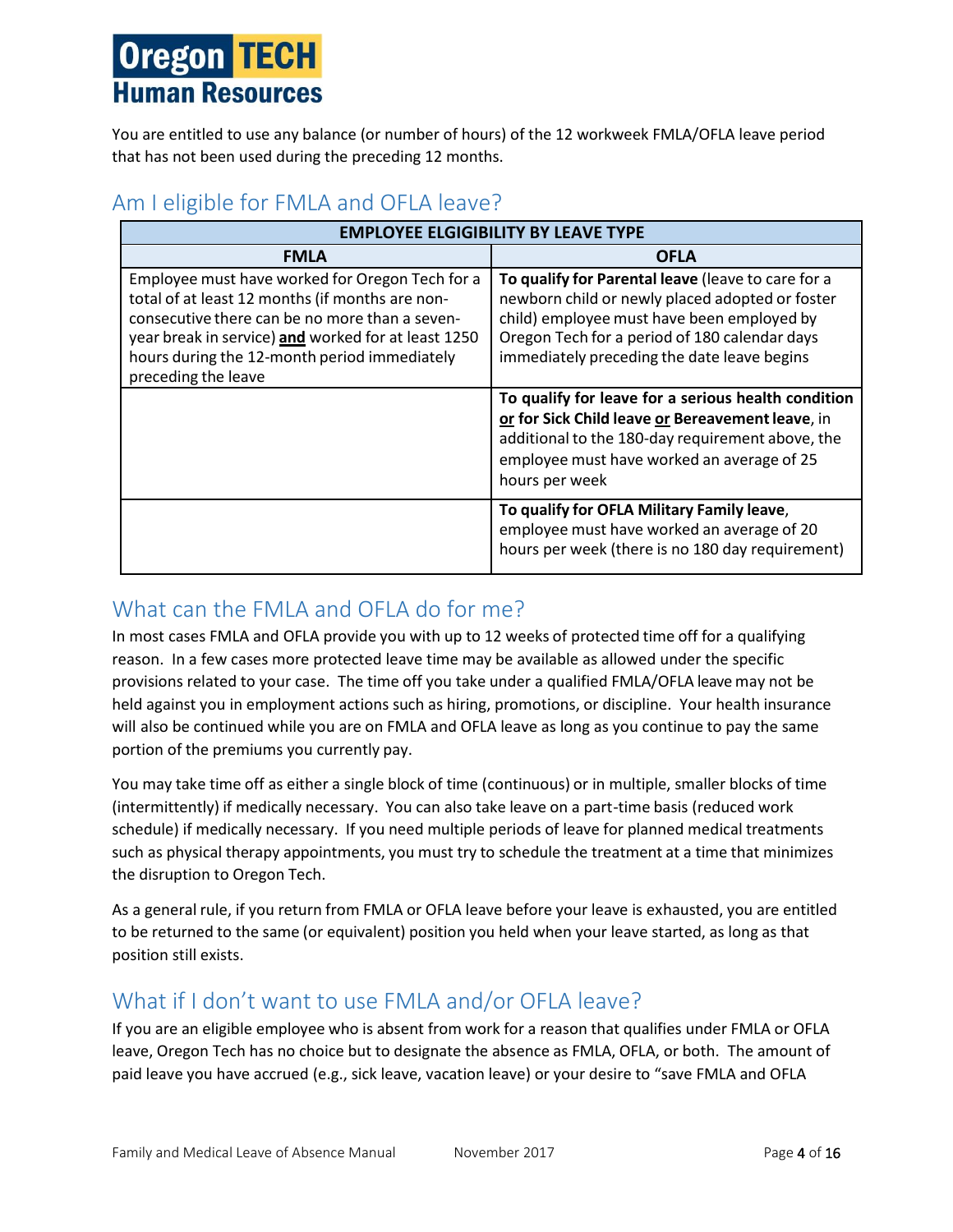You are entitled to use any balance (or number of hours) of the 12 workweek FMLA/OFLA leave period that has not been used during the preceding 12 months.

## Am I eligible for FMLA and OFLA leave?

| EMPLOYEE ELGIGIBILITY BY LEAVE TYPE | |
|---|---|
| **FMLA** | **OFLA** |
| Employee must have worked for Oregon Tech for a total of at least 12 months (if months are non-consecutive there can be no more than a seven-year break in service) **and** worked for at least 1250 hours during the 12-month period immediately preceding the leave | **To qualify for Parental leave** (leave to care for a newborn child or newly placed adopted or foster child) employee must have been employed by Oregon Tech for a period of 180 calendar days immediately preceding the date leave begins |
| | **To qualify for leave for a serious health condition or for Sick Child leave or Bereavement leave**, in additional to the 180-day requirement above, the employee must have worked an average of 25 hours per week |
| | **To qualify for OFLA Military Family leave**, employee must have worked an average of 20 hours per week (there is no 180 day requirement) |

## What can the FMLA and OFLA do for me?

In most cases FMLA and OFLA provide you with up to 12 weeks of protected time off for a qualifying reason. In a few cases more protected leave time may be available as allowed under the specific provisions related to your case. The time off you take under a qualified FMLA/OFLA leave may not be held against you in employment actions such as hiring, promotions, or discipline. Your health insurance will also be continued while you are on FMLA and OFLA leave as long as you continue to pay the same portion of the premiums you currently pay.

You may take time off as either a single block of time (continuous) or in multiple, smaller blocks of time (intermittently) if medically necessary. You can also take leave on a part-time basis (reduced work schedule) if medically necessary. If you need multiple periods of leave for planned medical treatments such as physical therapy appointments, you must try to schedule the treatment at a time that minimizes the disruption to Oregon Tech.

As a general rule, if you return from FMLA or OFLA leave before your leave is exhausted, you are entitled to be returned to the same (or equivalent) position you held when your leave started, as long as that position still exists.

## What if I don't want to use FMLA and/or OFLA leave?

If you are an eligible employee who is absent from work for a reason that qualifies under FMLA or OFLA leave, Oregon Tech has no choice but to designate the absence as FMLA, OFLA, or both. The amount of paid leave you have accrued (e.g., sick leave, vacation leave) or your desire to "save FMLA and OFLA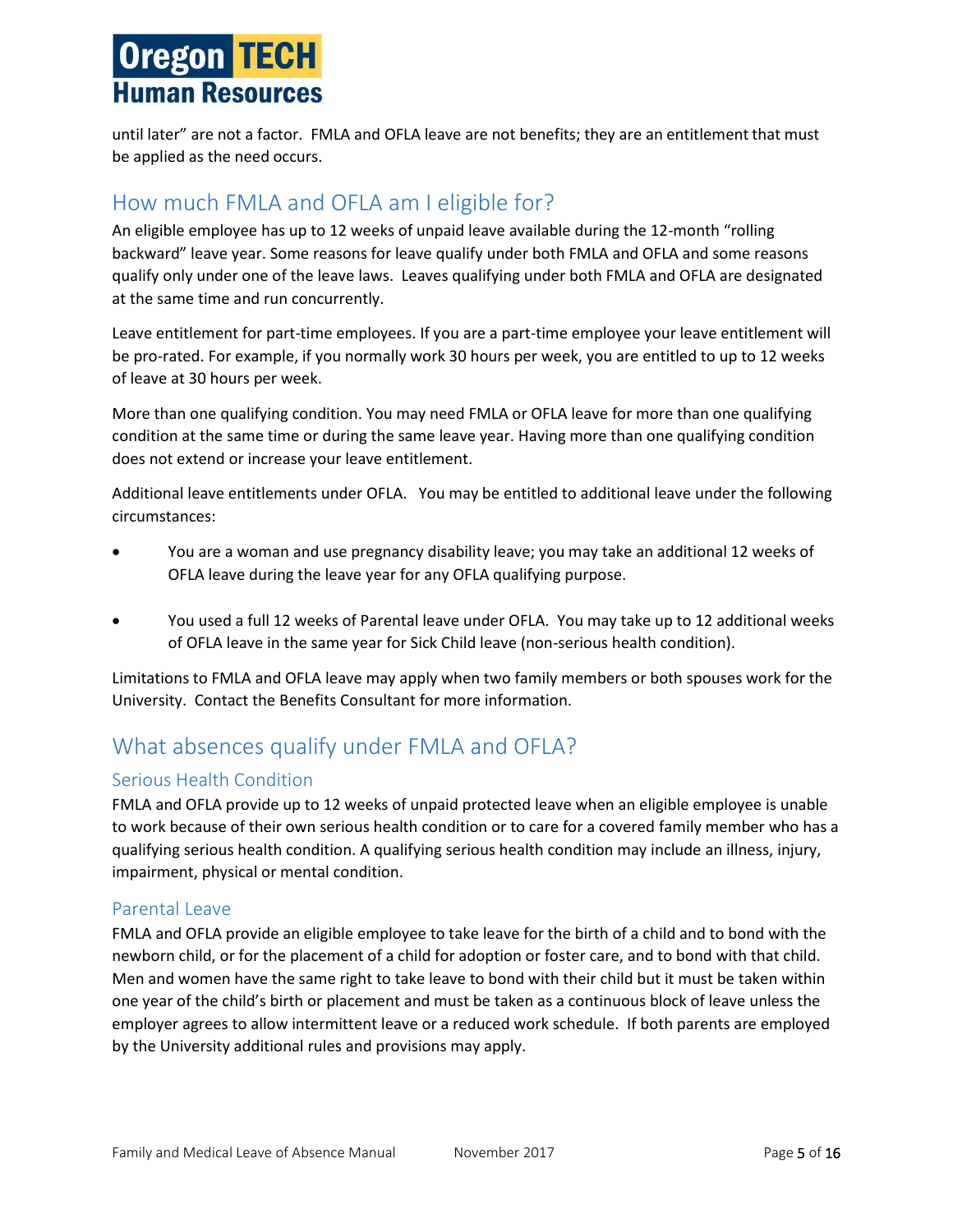until later" are not a factor. FMLA and OFLA leave are not benefits; they are an entitlement that must be applied as the need occurs.

## How much FMLA and OFLA am I eligible for?

An eligible employee has up to 12 weeks of unpaid leave available during the 12-month "rolling backward" leave year. Some reasons for leave qualify under both FMLA and OFLA and some reasons qualify only under one of the leave laws. Leaves qualifying under both FMLA and OFLA are designated at the same time and run concurrently.

Leave entitlement for part-time employees. If you are a part-time employee your leave entitlement will be pro-rated. For example, if you normally work 30 hours per week, you are entitled to up to 12 weeks of leave at 30 hours per week.

More than one qualifying condition. You may need FMLA or OFLA leave for more than one qualifying condition at the same time or during the same leave year. Having more than one qualifying condition does not extend or increase your leave entitlement.

Additional leave entitlements under OFLA. You may be entitled to additional leave under the following circumstances:

- You are a woman and use pregnancy disability leave; you may take an additional 12 weeks of OFLA leave during the leave year for any OFLA qualifying purpose.
- You used a full 12 weeks of Parental leave under OFLA. You may take up to 12 additional weeks of OFLA leave in the same year for Sick Child leave (non-serious health condition).

Limitations to FMLA and OFLA leave may apply when two family members or both spouses work for the University. Contact the Benefits Consultant for more information.

## What absences qualify under FMLA and OFLA?

### Serious Health Condition

FMLA and OFLA provide up to 12 weeks of unpaid protected leave when an eligible employee is unable to work because of their own serious health condition or to care for a covered family member who has a qualifying serious health condition. A qualifying serious health condition may include an illness, injury, impairment, physical or mental condition.

### Parental Leave

FMLA and OFLA provide an eligible employee to take leave for the birth of a child and to bond with the newborn child, or for the placement of a child for adoption or foster care, and to bond with that child. Men and women have the same right to take leave to bond with their child but it must be taken within one year of the child's birth or placement and must be taken as a continuous block of leave unless the employer agrees to allow intermittent leave or a reduced work schedule. If both parents are employed by the University additional rules and provisions may apply.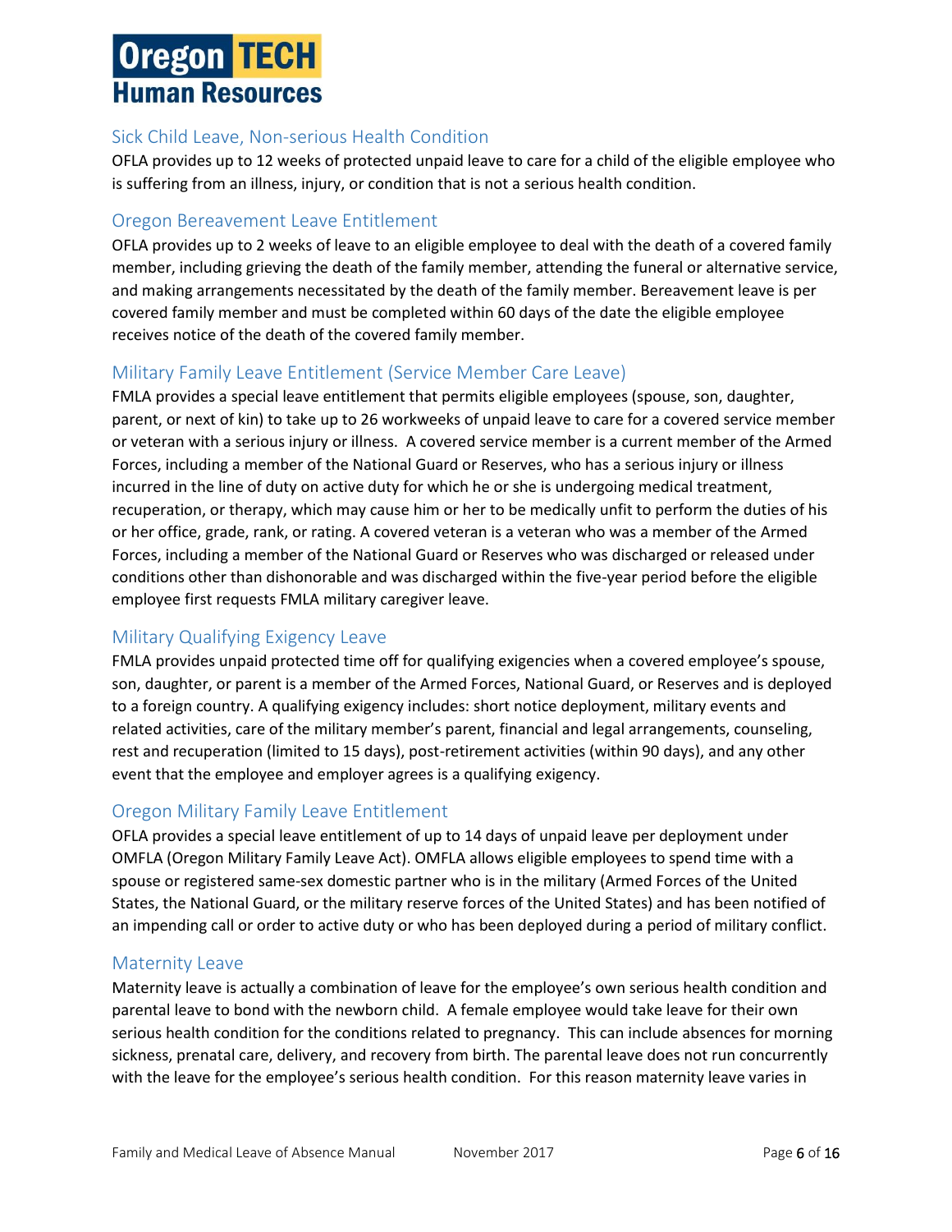## Sick Child Leave, Non-serious Health Condition

OFLA provides up to 12 weeks of protected unpaid leave to care for a child of the eligible employee who is suffering from an illness, injury, or condition that is not a serious health condition.

## Oregon Bereavement Leave Entitlement

OFLA provides up to 2 weeks of leave to an eligible employee to deal with the death of a covered family member, including grieving the death of the family member, attending the funeral or alternative service, and making arrangements necessitated by the death of the family member. Bereavement leave is per covered family member and must be completed within 60 days of the date the eligible employee receives notice of the death of the covered family member.

## Military Family Leave Entitlement (Service Member Care Leave)

FMLA provides a special leave entitlement that permits eligible employees (spouse, son, daughter, parent, or next of kin) to take up to 26 workweeks of unpaid leave to care for a covered service member or veteran with a serious injury or illness. A covered service member is a current member of the Armed Forces, including a member of the National Guard or Reserves, who has a serious injury or illness incurred in the line of duty on active duty for which he or she is undergoing medical treatment, recuperation, or therapy, which may cause him or her to be medically unfit to perform the duties of his or her office, grade, rank, or rating. A covered veteran is a veteran who was a member of the Armed Forces, including a member of the National Guard or Reserves who was discharged or released under conditions other than dishonorable and was discharged within the five-year period before the eligible employee first requests FMLA military caregiver leave.

## Military Qualifying Exigency Leave

FMLA provides unpaid protected time off for qualifying exigencies when a covered employee's spouse, son, daughter, or parent is a member of the Armed Forces, National Guard, or Reserves and is deployed to a foreign country. A qualifying exigency includes: short notice deployment, military events and related activities, care of the military member's parent, financial and legal arrangements, counseling, rest and recuperation (limited to 15 days), post-retirement activities (within 90 days), and any other event that the employee and employer agrees is a qualifying exigency.

## Oregon Military Family Leave Entitlement

OFLA provides a special leave entitlement of up to 14 days of unpaid leave per deployment under OMFLA (Oregon Military Family Leave Act). OMFLA allows eligible employees to spend time with a spouse or registered same-sex domestic partner who is in the military (Armed Forces of the United States, the National Guard, or the military reserve forces of the United States) and has been notified of an impending call or order to active duty or who has been deployed during a period of military conflict.

## Maternity Leave

Maternity leave is actually a combination of leave for the employee's own serious health condition and parental leave to bond with the newborn child. A female employee would take leave for their own serious health condition for the conditions related to pregnancy. This can include absences for morning sickness, prenatal care, delivery, and recovery from birth. The parental leave does not run concurrently with the leave for the employee's serious health condition. For this reason maternity leave varies in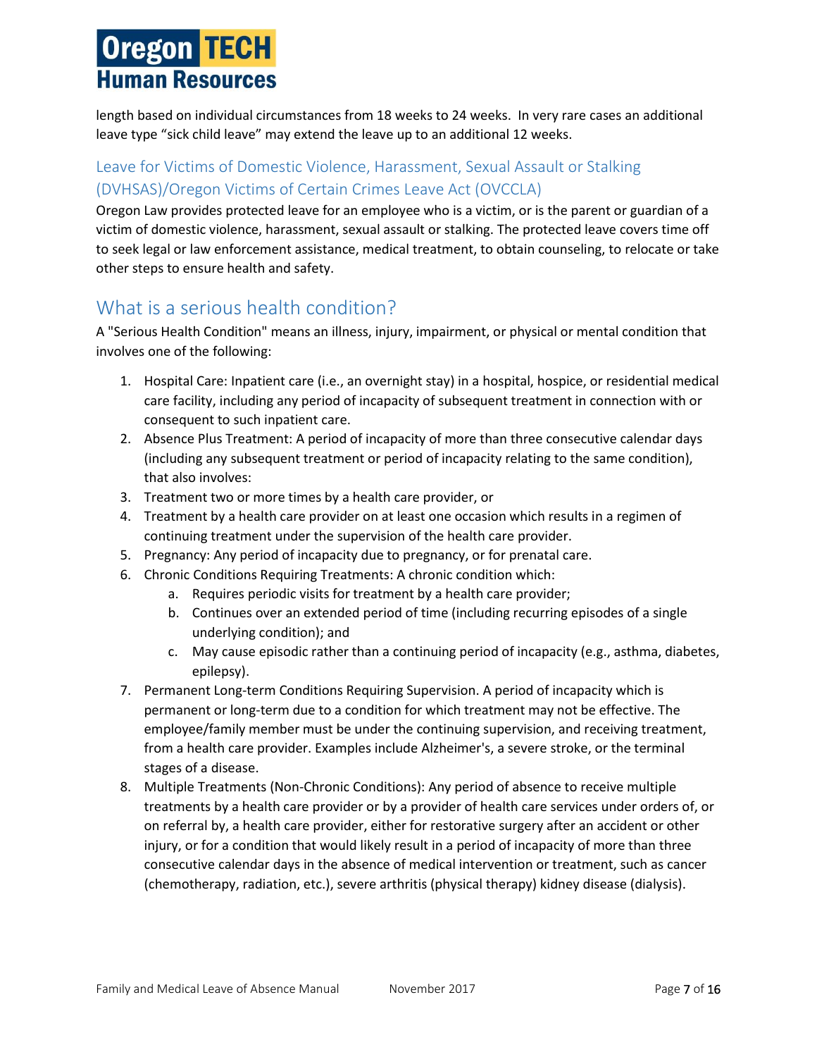length based on individual circumstances from 18 weeks to 24 weeks. In very rare cases an additional leave type "sick child leave" may extend the leave up to an additional 12 weeks.

### Leave for Victims of Domestic Violence, Harassment, Sexual Assault or Stalking (DVHSAS)/Oregon Victims of Certain Crimes Leave Act (OVCCLA)

Oregon Law provides protected leave for an employee who is a victim, or is the parent or guardian of a victim of domestic violence, harassment, sexual assault or stalking. The protected leave covers time off to seek legal or law enforcement assistance, medical treatment, to obtain counseling, to relocate or take other steps to ensure health and safety.

## What is a serious health condition?

A "Serious Health Condition" means an illness, injury, impairment, or physical or mental condition that involves one of the following:

1. Hospital Care: Inpatient care (i.e., an overnight stay) in a hospital, hospice, or residential medical care facility, including any period of incapacity of subsequent treatment in connection with or consequent to such inpatient care.
2. Absence Plus Treatment: A period of incapacity of more than three consecutive calendar days (including any subsequent treatment or period of incapacity relating to the same condition), that also involves:
3. Treatment two or more times by a health care provider, or
4. Treatment by a health care provider on at least one occasion which results in a regimen of continuing treatment under the supervision of the health care provider.
5. Pregnancy: Any period of incapacity due to pregnancy, or for prenatal care.
6. Chronic Conditions Requiring Treatments: A chronic condition which:
   a. Requires periodic visits for treatment by a health care provider;
   b. Continues over an extended period of time (including recurring episodes of a single underlying condition); and
   c. May cause episodic rather than a continuing period of incapacity (e.g., asthma, diabetes, epilepsy).
7. Permanent Long-term Conditions Requiring Supervision. A period of incapacity which is permanent or long-term due to a condition for which treatment may not be effective. The employee/family member must be under the continuing supervision, and receiving treatment, from a health care provider. Examples include Alzheimer's, a severe stroke, or the terminal stages of a disease.
8. Multiple Treatments (Non-Chronic Conditions): Any period of absence to receive multiple treatments by a health care provider or by a provider of health care services under orders of, or on referral by, a health care provider, either for restorative surgery after an accident or other injury, or for a condition that would likely result in a period of incapacity of more than three consecutive calendar days in the absence of medical intervention or treatment, such as cancer (chemotherapy, radiation, etc.), severe arthritis (physical therapy) kidney disease (dialysis).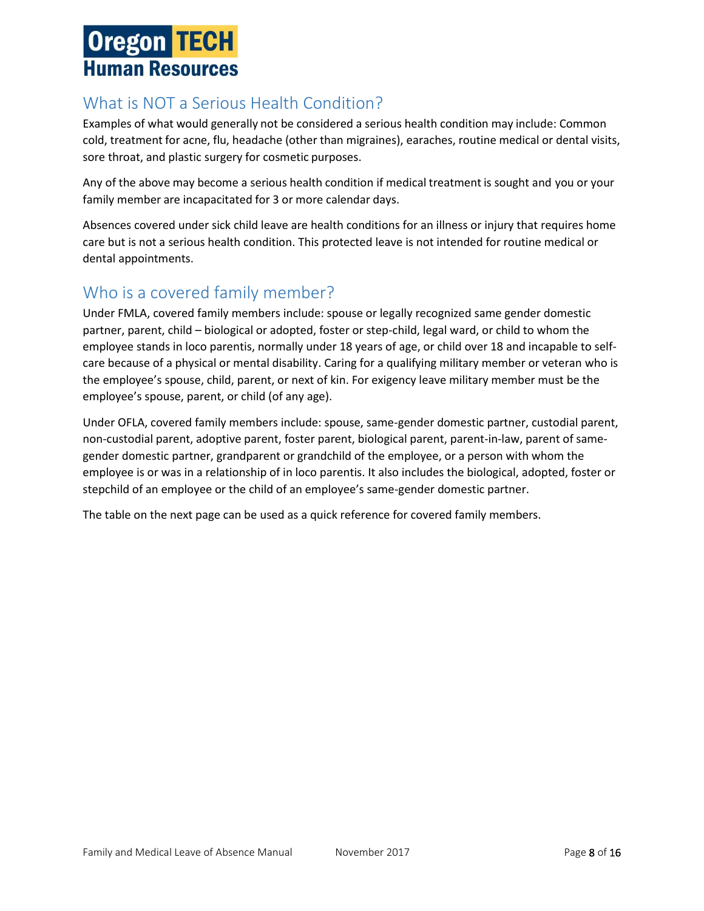## What is NOT a Serious Health Condition?

Examples of what would generally not be considered a serious health condition may include: Common cold, treatment for acne, flu, headache (other than migraines), earaches, routine medical or dental visits, sore throat, and plastic surgery for cosmetic purposes.

Any of the above may become a serious health condition if medical treatment is sought and you or your family member are incapacitated for 3 or more calendar days.

Absences covered under sick child leave are health conditions for an illness or injury that requires home care but is not a serious health condition. This protected leave is not intended for routine medical or dental appointments.

## Who is a covered family member?

Under FMLA, covered family members include: spouse or legally recognized same gender domestic partner, parent, child – biological or adopted, foster or step-child, legal ward, or child to whom the employee stands in loco parentis, normally under 18 years of age, or child over 18 and incapable to self-care because of a physical or mental disability. Caring for a qualifying military member or veteran who is the employee's spouse, child, parent, or next of kin. For exigency leave military member must be the employee's spouse, parent, or child (of any age).

Under OFLA, covered family members include: spouse, same-gender domestic partner, custodial parent, non-custodial parent, adoptive parent, foster parent, biological parent, parent-in-law, parent of same-gender domestic partner, grandparent or grandchild of the employee, or a person with whom the employee is or was in a relationship of in loco parentis. It also includes the biological, adopted, foster or stepchild of an employee or the child of an employee's same-gender domestic partner.

The table on the next page can be used as a quick reference for covered family members.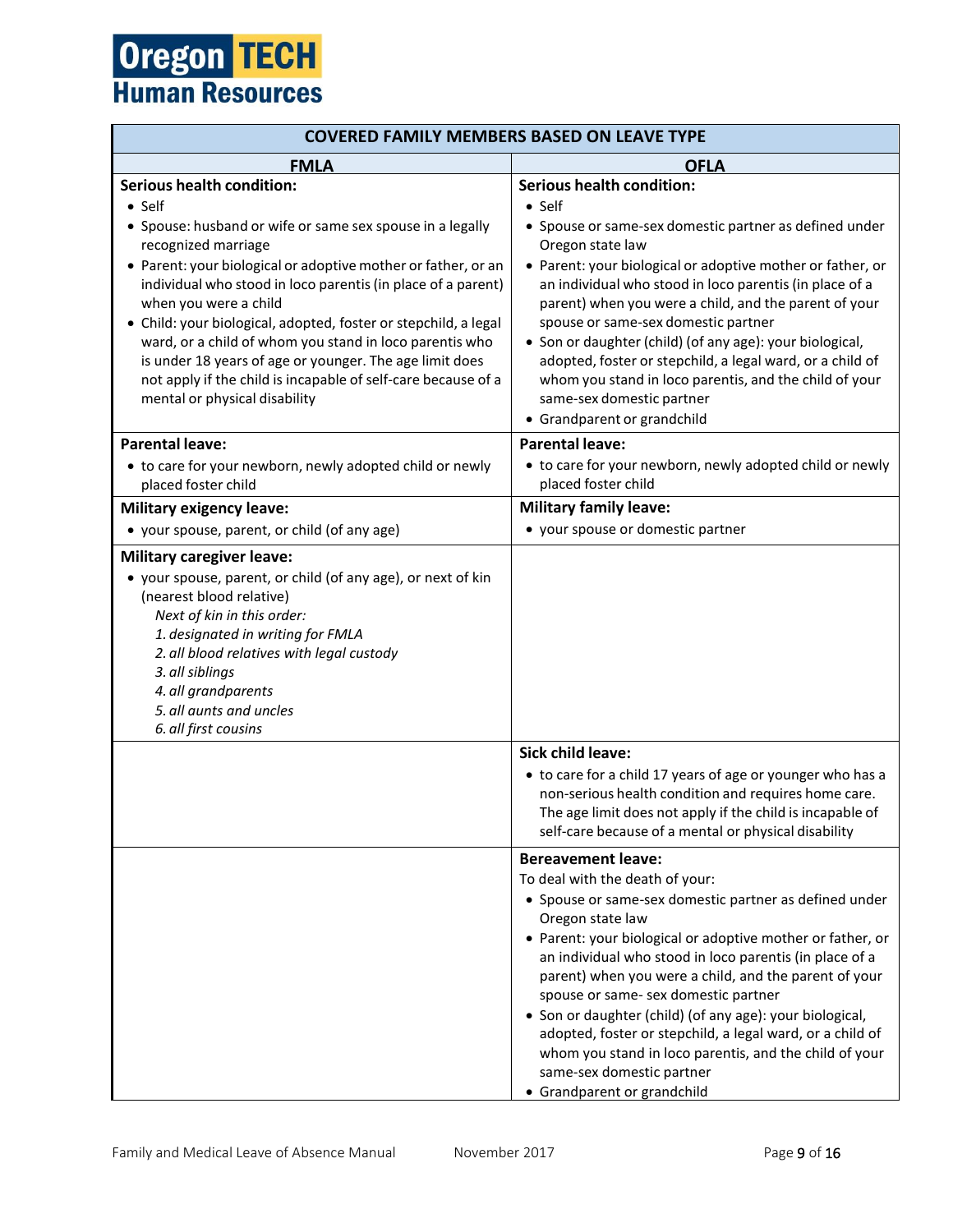**Oregon TECH**
**Human Resources**

| COVERED FAMILY MEMBERS BASED ON LEAVE TYPE | |
|---|---|
| **FMLA** | **OFLA** |
| **Serious health condition:**<br>• Self<br>• Spouse: husband or wife or same sex spouse in a legally recognized marriage<br>• Parent: your biological or adoptive mother or father, or an individual who stood in loco parentis (in place of a parent) when you were a child<br>• Child: your biological, adopted, foster or stepchild, a legal ward, or a child of whom you stand in loco parentis who is under 18 years of age or younger. The age limit does not apply if the child is incapable of self-care because of a mental or physical disability | **Serious health condition:**<br>• Self<br>• Spouse or same-sex domestic partner as defined under Oregon state law<br>• Parent: your biological or adoptive mother or father, or an individual who stood in loco parentis (in place of a parent) when you were a child, and the parent of your spouse or same-sex domestic partner<br>• Son or daughter (child) (of any age): your biological, adopted, foster or stepchild, a legal ward, or a child of whom you stand in loco parentis, and the child of your same-sex domestic partner<br>• Grandparent or grandchild |
| **Parental leave:**<br>• to care for your newborn, newly adopted child or newly placed foster child | **Parental leave:**<br>• to care for your newborn, newly adopted child or newly placed foster child |
| **Military exigency leave:**<br>• your spouse, parent, or child (of any age) | **Military family leave:**<br>• your spouse or domestic partner |
| **Military caregiver leave:**<br>• your spouse, parent, or child (of any age), or next of kin (nearest blood relative)<br>*Next of kin in this order:*<br>*1. designated in writing for FMLA*<br>*2. all blood relatives with legal custody*<br>*3. all siblings*<br>*4. all grandparents*<br>*5. all aunts and uncles*<br>*6. all first cousins* | |
| | **Sick child leave:**<br>• to care for a child 17 years of age or younger who has a non-serious health condition and requires home care. The age limit does not apply if the child is incapable of self-care because of a mental or physical disability |
| | **Bereavement leave:**<br>To deal with the death of your:<br>• Spouse or same-sex domestic partner as defined under Oregon state law<br>• Parent: your biological or adoptive mother or father, or an individual who stood in loco parentis (in place of a parent) when you were a child, and the parent of your spouse or same- sex domestic partner<br>• Son or daughter (child) (of any age): your biological, adopted, foster or stepchild, a legal ward, or a child of whom you stand in loco parentis, and the child of your same-sex domestic partner<br>• Grandparent or grandchild |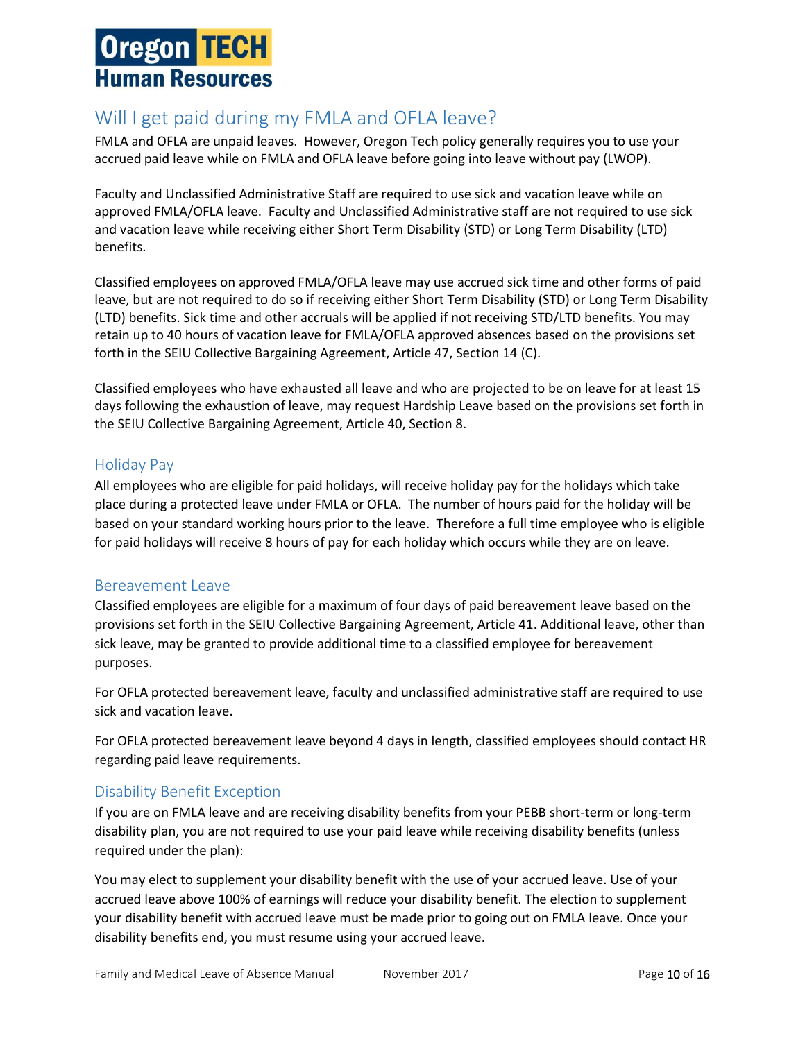## Will I get paid during my FMLA and OFLA leave?

FMLA and OFLA are unpaid leaves. However, Oregon Tech policy generally requires you to use your accrued paid leave while on FMLA and OFLA leave before going into leave without pay (LWOP).

Faculty and Unclassified Administrative Staff are required to use sick and vacation leave while on approved FMLA/OFLA leave. Faculty and Unclassified Administrative staff are not required to use sick and vacation leave while receiving either Short Term Disability (STD) or Long Term Disability (LTD) benefits.

Classified employees on approved FMLA/OFLA leave may use accrued sick time and other forms of paid leave, but are not required to do so if receiving either Short Term Disability (STD) or Long Term Disability (LTD) benefits. Sick time and other accruals will be applied if not receiving STD/LTD benefits. You may retain up to 40 hours of vacation leave for FMLA/OFLA approved absences based on the provisions set forth in the SEIU Collective Bargaining Agreement, Article 47, Section 14 (C).

Classified employees who have exhausted all leave and who are projected to be on leave for at least 15 days following the exhaustion of leave, may request Hardship Leave based on the provisions set forth in the SEIU Collective Bargaining Agreement, Article 40, Section 8.

### Holiday Pay

All employees who are eligible for paid holidays, will receive holiday pay for the holidays which take place during a protected leave under FMLA or OFLA. The number of hours paid for the holiday will be based on your standard working hours prior to the leave. Therefore a full time employee who is eligible for paid holidays will receive 8 hours of pay for each holiday which occurs while they are on leave.

### Bereavement Leave

Classified employees are eligible for a maximum of four days of paid bereavement leave based on the provisions set forth in the SEIU Collective Bargaining Agreement, Article 41. Additional leave, other than sick leave, may be granted to provide additional time to a classified employee for bereavement purposes.

For OFLA protected bereavement leave, faculty and unclassified administrative staff are required to use sick and vacation leave.

For OFLA protected bereavement leave beyond 4 days in length, classified employees should contact HR regarding paid leave requirements.

### Disability Benefit Exception

If you are on FMLA leave and are receiving disability benefits from your PEBB short-term or long-term disability plan, you are not required to use your paid leave while receiving disability benefits (unless required under the plan):

You may elect to supplement your disability benefit with the use of your accrued leave. Use of your accrued leave above 100% of earnings will reduce your disability benefit. The election to supplement your disability benefit with accrued leave must be made prior to going out on FMLA leave. Once your disability benefits end, you must resume using your accrued leave.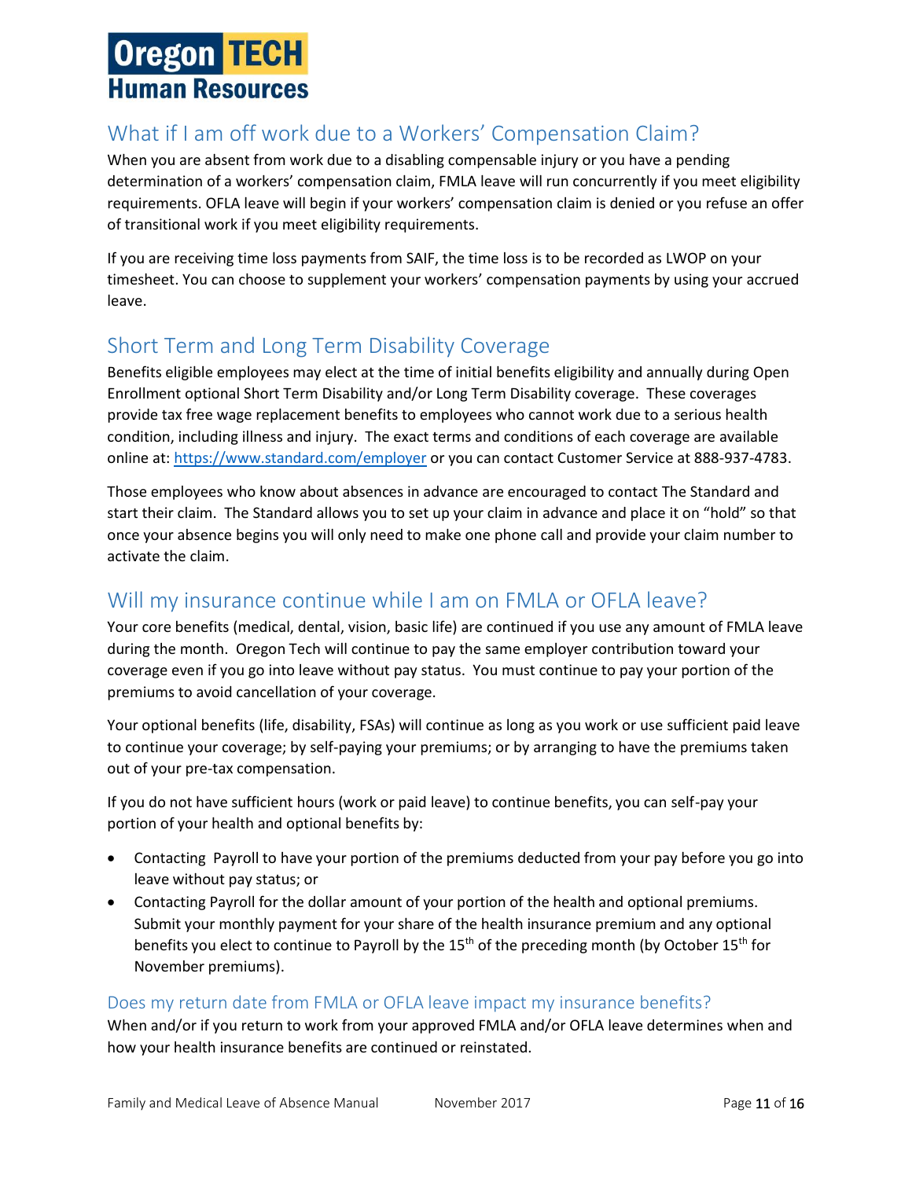## What if I am off work due to a Workers' Compensation Claim?

When you are absent from work due to a disabling compensable injury or you have a pending determination of a workers' compensation claim, FMLA leave will run concurrently if you meet eligibility requirements. OFLA leave will begin if your workers' compensation claim is denied or you refuse an offer of transitional work if you meet eligibility requirements.

If you are receiving time loss payments from SAIF, the time loss is to be recorded as LWOP on your timesheet. You can choose to supplement your workers' compensation payments by using your accrued leave.

## Short Term and Long Term Disability Coverage

Benefits eligible employees may elect at the time of initial benefits eligibility and annually during Open Enrollment optional Short Term Disability and/or Long Term Disability coverage. These coverages provide tax free wage replacement benefits to employees who cannot work due to a serious health condition, including illness and injury. The exact terms and conditions of each coverage are available online at: [https://www.standard.com/employer](https://www.standard.com/employer) or you can contact Customer Service at 888-937-4783.

Those employees who know about absences in advance are encouraged to contact The Standard and start their claim. The Standard allows you to set up your claim in advance and place it on "hold" so that once your absence begins you will only need to make one phone call and provide your claim number to activate the claim.

## Will my insurance continue while I am on FMLA or OFLA leave?

Your core benefits (medical, dental, vision, basic life) are continued if you use any amount of FMLA leave during the month. Oregon Tech will continue to pay the same employer contribution toward your coverage even if you go into leave without pay status. You must continue to pay your portion of the premiums to avoid cancellation of your coverage.

Your optional benefits (life, disability, FSAs) will continue as long as you work or use sufficient paid leave to continue your coverage; by self-paying your premiums; or by arranging to have the premiums taken out of your pre-tax compensation.

If you do not have sufficient hours (work or paid leave) to continue benefits, you can self-pay your portion of your health and optional benefits by:

- Contacting Payroll to have your portion of the premiums deducted from your pay before you go into leave without pay status; or
- Contacting Payroll for the dollar amount of your portion of the health and optional premiums. Submit your monthly payment for your share of the health insurance premium and any optional benefits you elect to continue to Payroll by the 15th of the preceding month (by October 15th for November premiums).

### Does my return date from FMLA or OFLA leave impact my insurance benefits?

When and/or if you return to work from your approved FMLA and/or OFLA leave determines when and how your health insurance benefits are continued or reinstated.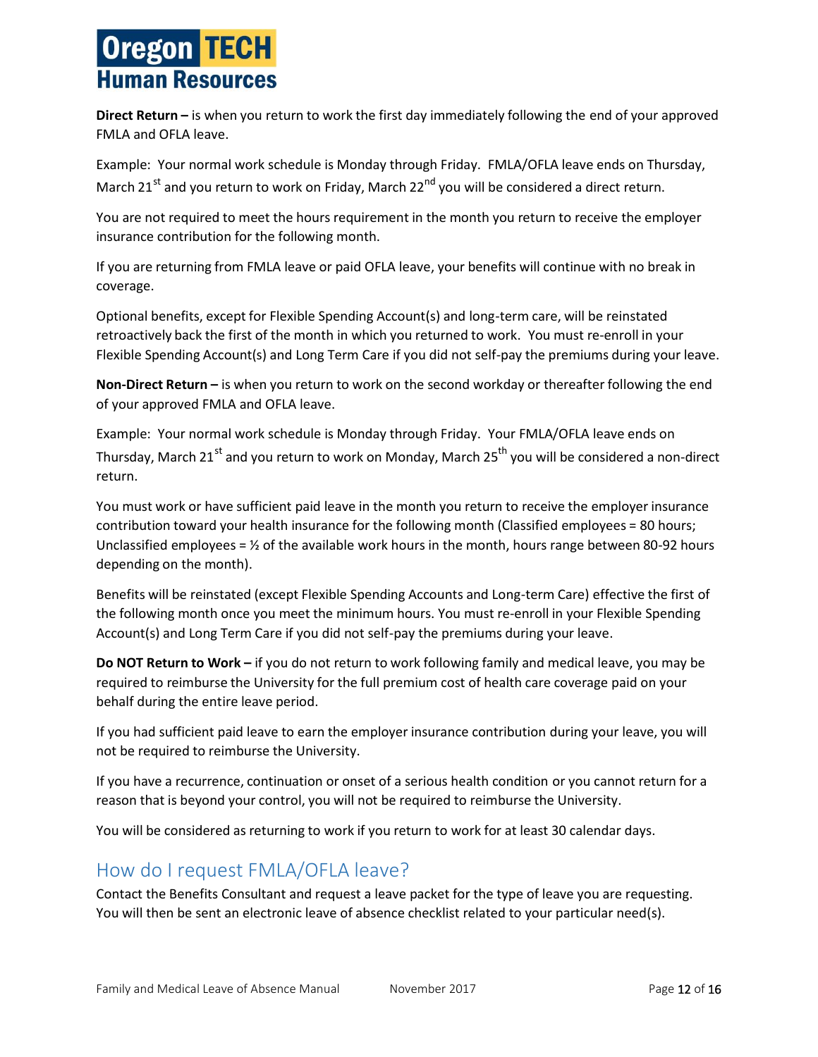**Direct Return –** is when you return to work the first day immediately following the end of your approved FMLA and OFLA leave.

Example: Your normal work schedule is Monday through Friday. FMLA/OFLA leave ends on Thursday, March 21st and you return to work on Friday, March 22nd you will be considered a direct return.

You are not required to meet the hours requirement in the month you return to receive the employer insurance contribution for the following month.

If you are returning from FMLA leave or paid OFLA leave, your benefits will continue with no break in coverage.

Optional benefits, except for Flexible Spending Account(s) and long-term care, will be reinstated retroactively back the first of the month in which you returned to work. You must re-enroll in your Flexible Spending Account(s) and Long Term Care if you did not self-pay the premiums during your leave.

**Non-Direct Return –** is when you return to work on the second workday or thereafter following the end of your approved FMLA and OFLA leave.

Example: Your normal work schedule is Monday through Friday. Your FMLA/OFLA leave ends on Thursday, March 21st and you return to work on Monday, March 25th you will be considered a non-direct return.

You must work or have sufficient paid leave in the month you return to receive the employer insurance contribution toward your health insurance for the following month (Classified employees = 80 hours; Unclassified employees = ½ of the available work hours in the month, hours range between 80-92 hours depending on the month).

Benefits will be reinstated (except Flexible Spending Accounts and Long-term Care) effective the first of the following month once you meet the minimum hours. You must re-enroll in your Flexible Spending Account(s) and Long Term Care if you did not self-pay the premiums during your leave.

**Do NOT Return to Work –** if you do not return to work following family and medical leave, you may be required to reimburse the University for the full premium cost of health care coverage paid on your behalf during the entire leave period.

If you had sufficient paid leave to earn the employer insurance contribution during your leave, you will not be required to reimburse the University.

If you have a recurrence, continuation or onset of a serious health condition or you cannot return for a reason that is beyond your control, you will not be required to reimburse the University.

You will be considered as returning to work if you return to work for at least 30 calendar days.

## How do I request FMLA/OFLA leave?

Contact the Benefits Consultant and request a leave packet for the type of leave you are requesting. You will then be sent an electronic leave of absence checklist related to your particular need(s).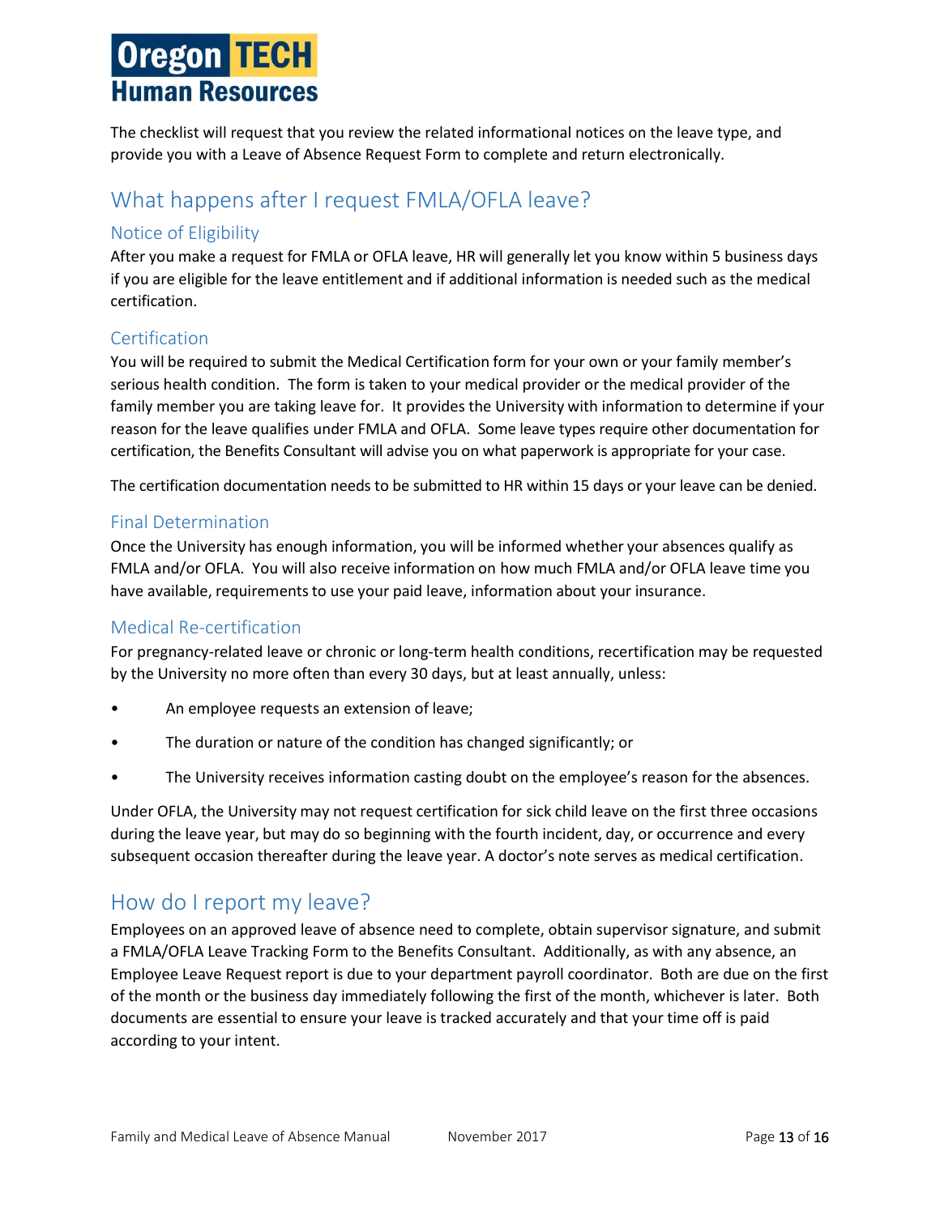The checklist will request that you review the related informational notices on the leave type, and provide you with a Leave of Absence Request Form to complete and return electronically.

## What happens after I request FMLA/OFLA leave?

### Notice of Eligibility

After you make a request for FMLA or OFLA leave, HR will generally let you know within 5 business days if you are eligible for the leave entitlement and if additional information is needed such as the medical certification.

### Certification

You will be required to submit the Medical Certification form for your own or your family member's serious health condition. The form is taken to your medical provider or the medical provider of the family member you are taking leave for. It provides the University with information to determine if your reason for the leave qualifies under FMLA and OFLA. Some leave types require other documentation for certification, the Benefits Consultant will advise you on what paperwork is appropriate for your case.

The certification documentation needs to be submitted to HR within 15 days or your leave can be denied.

### Final Determination

Once the University has enough information, you will be informed whether your absences qualify as FMLA and/or OFLA. You will also receive information on how much FMLA and/or OFLA leave time you have available, requirements to use your paid leave, information about your insurance.

### Medical Re-certification

For pregnancy-related leave or chronic or long-term health conditions, recertification may be requested by the University no more often than every 30 days, but at least annually, unless:

- An employee requests an extension of leave;
- The duration or nature of the condition has changed significantly; or
- The University receives information casting doubt on the employee's reason for the absences.

Under OFLA, the University may not request certification for sick child leave on the first three occasions during the leave year, but may do so beginning with the fourth incident, day, or occurrence and every subsequent occasion thereafter during the leave year. A doctor's note serves as medical certification.

## How do I report my leave?

Employees on an approved leave of absence need to complete, obtain supervisor signature, and submit a FMLA/OFLA Leave Tracking Form to the Benefits Consultant. Additionally, as with any absence, an Employee Leave Request report is due to your department payroll coordinator. Both are due on the first of the month or the business day immediately following the first of the month, whichever is later. Both documents are essential to ensure your leave is tracked accurately and that your time off is paid according to your intent.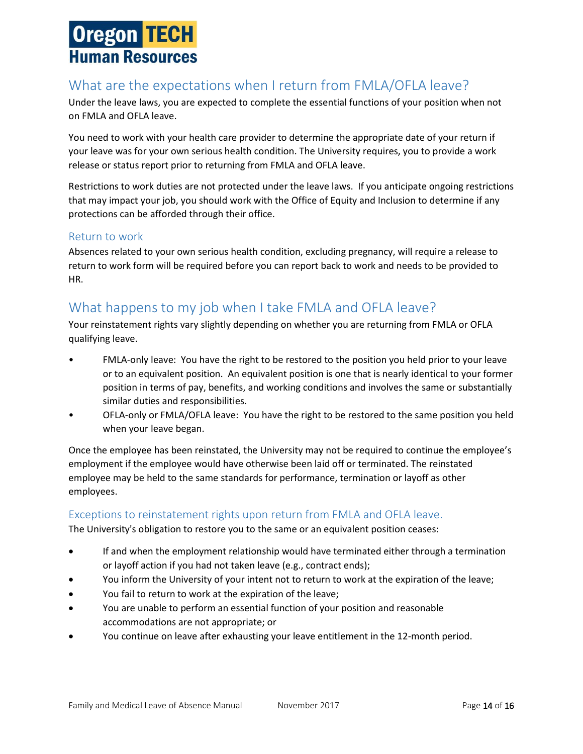## What are the expectations when I return from FMLA/OFLA leave?

Under the leave laws, you are expected to complete the essential functions of your position when not on FMLA and OFLA leave.

You need to work with your health care provider to determine the appropriate date of your return if your leave was for your own serious health condition. The University requires, you to provide a work release or status report prior to returning from FMLA and OFLA leave.

Restrictions to work duties are not protected under the leave laws. If you anticipate ongoing restrictions that may impact your job, you should work with the Office of Equity and Inclusion to determine if any protections can be afforded through their office.

### Return to work

Absences related to your own serious health condition, excluding pregnancy, will require a release to return to work form will be required before you can report back to work and needs to be provided to HR.

## What happens to my job when I take FMLA and OFLA leave?

Your reinstatement rights vary slightly depending on whether you are returning from FMLA or OFLA qualifying leave.

- FMLA-only leave: You have the right to be restored to the position you held prior to your leave or to an equivalent position. An equivalent position is one that is nearly identical to your former position in terms of pay, benefits, and working conditions and involves the same or substantially similar duties and responsibilities.
- OFLA-only or FMLA/OFLA leave: You have the right to be restored to the same position you held when your leave began.

Once the employee has been reinstated, the University may not be required to continue the employee's employment if the employee would have otherwise been laid off or terminated. The reinstated employee may be held to the same standards for performance, termination or layoff as other employees.

### Exceptions to reinstatement rights upon return from FMLA and OFLA leave.

The University's obligation to restore you to the same or an equivalent position ceases:

- If and when the employment relationship would have terminated either through a termination or layoff action if you had not taken leave (e.g., contract ends);
- You inform the University of your intent not to return to work at the expiration of the leave;
- You fail to return to work at the expiration of the leave;
- You are unable to perform an essential function of your position and reasonable accommodations are not appropriate; or
- You continue on leave after exhausting your leave entitlement in the 12-month period.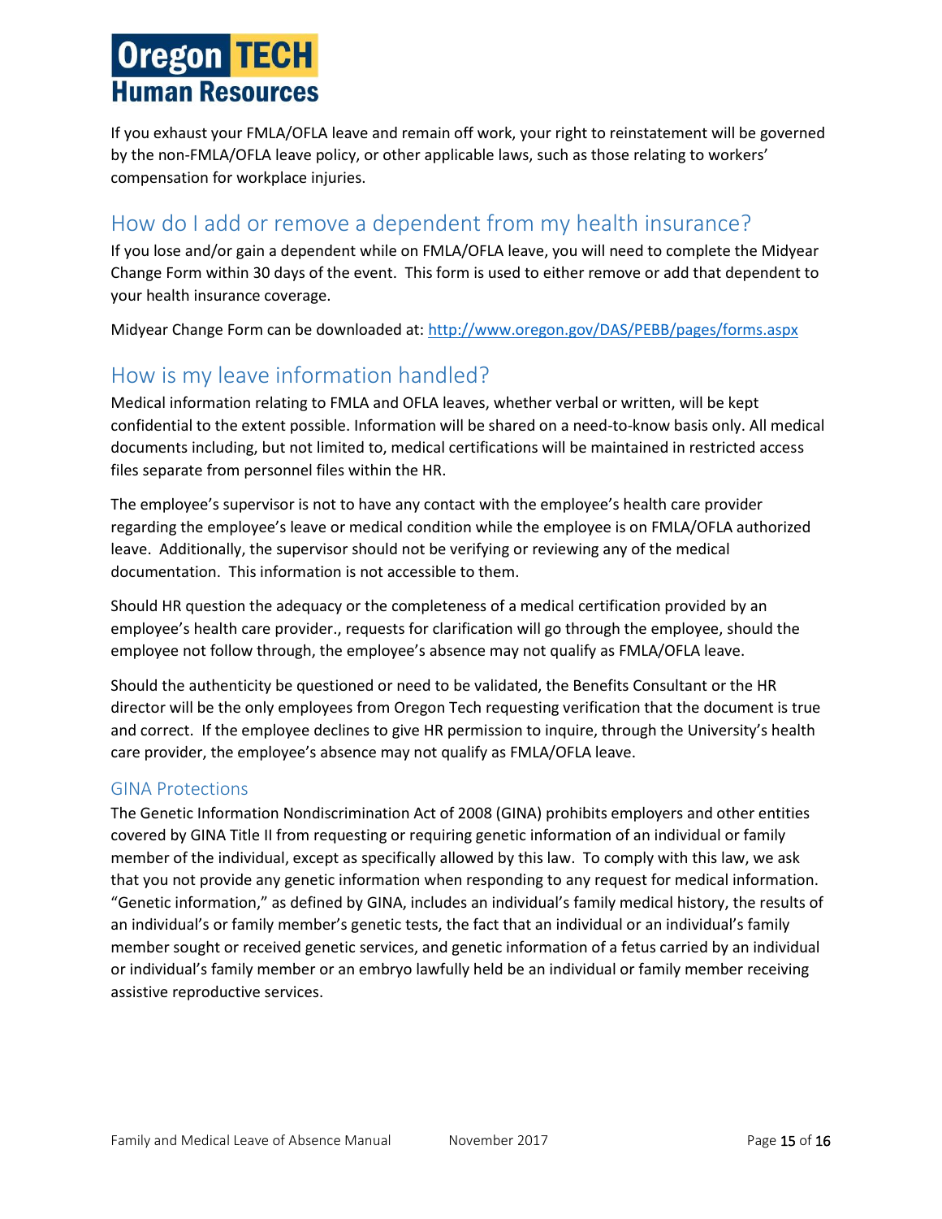If you exhaust your FMLA/OFLA leave and remain off work, your right to reinstatement will be governed by the non-FMLA/OFLA leave policy, or other applicable laws, such as those relating to workers' compensation for workplace injuries.

## How do I add or remove a dependent from my health insurance?

If you lose and/or gain a dependent while on FMLA/OFLA leave, you will need to complete the Midyear Change Form within 30 days of the event. This form is used to either remove or add that dependent to your health insurance coverage.

Midyear Change Form can be downloaded at: [http://www.oregon.gov/DAS/PEBB/pages/forms.aspx](http://www.oregon.gov/DAS/PEBB/pages/forms.aspx)

## How is my leave information handled?

Medical information relating to FMLA and OFLA leaves, whether verbal or written, will be kept confidential to the extent possible. Information will be shared on a need-to-know basis only. All medical documents including, but not limited to, medical certifications will be maintained in restricted access files separate from personnel files within the HR.

The employee's supervisor is not to have any contact with the employee's health care provider regarding the employee's leave or medical condition while the employee is on FMLA/OFLA authorized leave. Additionally, the supervisor should not be verifying or reviewing any of the medical documentation. This information is not accessible to them.

Should HR question the adequacy or the completeness of a medical certification provided by an employee's health care provider., requests for clarification will go through the employee, should the employee not follow through, the employee's absence may not qualify as FMLA/OFLA leave.

Should the authenticity be questioned or need to be validated, the Benefits Consultant or the HR director will be the only employees from Oregon Tech requesting verification that the document is true and correct. If the employee declines to give HR permission to inquire, through the University's health care provider, the employee's absence may not qualify as FMLA/OFLA leave.

### GINA Protections

The Genetic Information Nondiscrimination Act of 2008 (GINA) prohibits employers and other entities covered by GINA Title II from requesting or requiring genetic information of an individual or family member of the individual, except as specifically allowed by this law. To comply with this law, we ask that you not provide any genetic information when responding to any request for medical information. "Genetic information," as defined by GINA, includes an individual's family medical history, the results of an individual's or family member's genetic tests, the fact that an individual or an individual's family member sought or received genetic services, and genetic information of a fetus carried by an individual or individual's family member or an embryo lawfully held be an individual or family member receiving assistive reproductive services.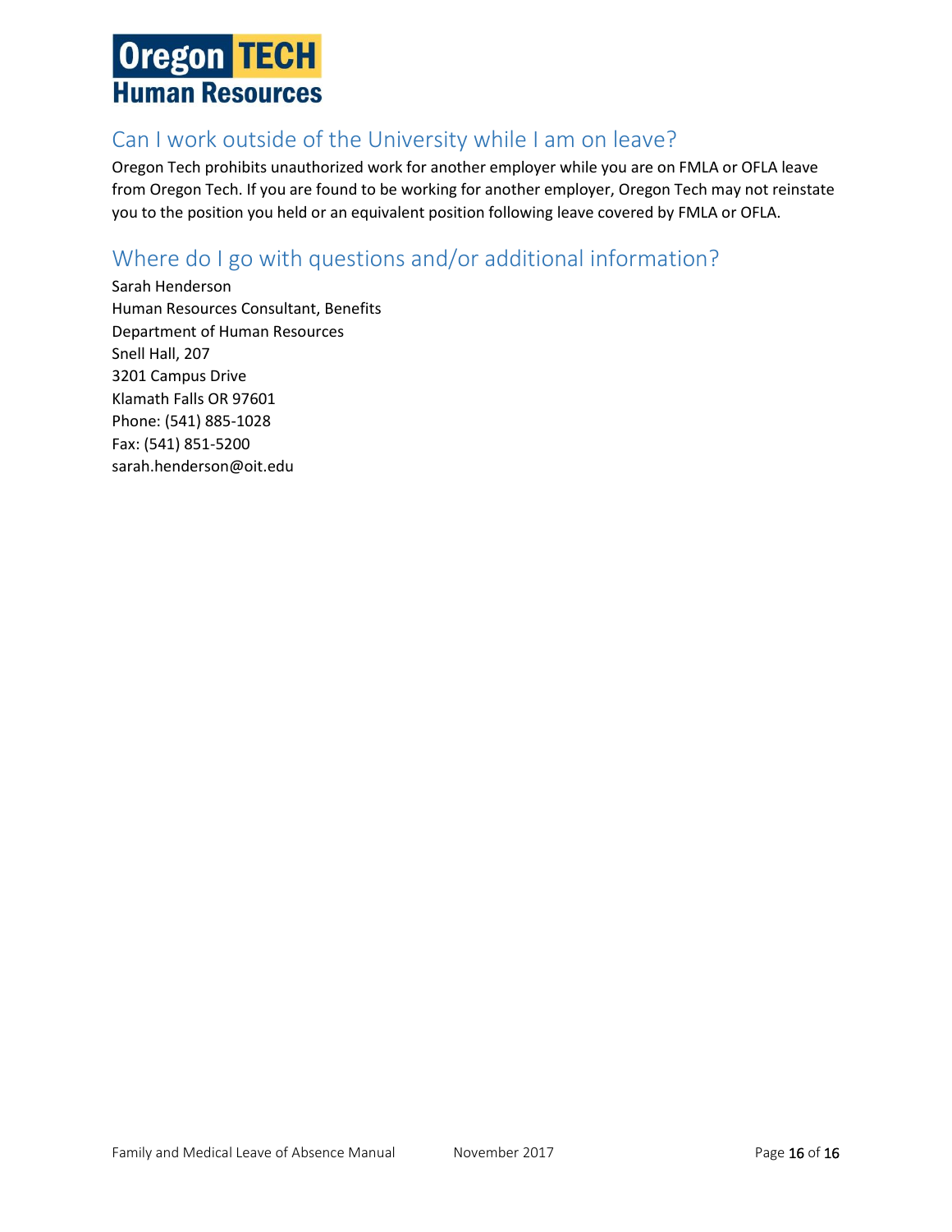## Can I work outside of the University while I am on leave?

Oregon Tech prohibits unauthorized work for another employer while you are on FMLA or OFLA leave from Oregon Tech. If you are found to be working for another employer, Oregon Tech may not reinstate you to the position you held or an equivalent position following leave covered by FMLA or OFLA.

## Where do I go with questions and/or additional information?

Sarah Henderson
Human Resources Consultant, Benefits
Department of Human Resources
Snell Hall, 207
3201 Campus Drive
Klamath Falls OR 97601
Phone: (541) 885-1028
Fax: (541) 851-5200
sarah.henderson@oit.edu